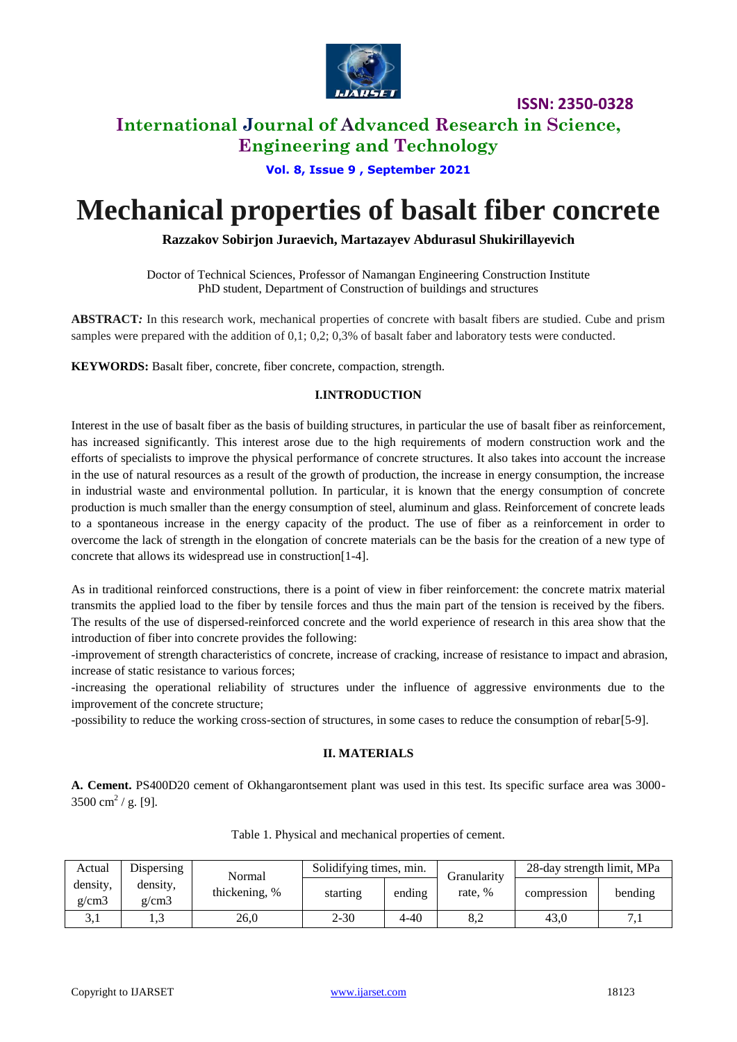# Mechanical properties of basalt fiber concrete

**Razzakov Sobirjon Juraevich, Martazayev Abdurasul Shukirillayevich**

Doctor of Technical Sciences, Professor of Namangan Engineering Construction Institute
PhD student, Department of Construction of buildings and structures

**ABSTRACT***:* In this research work, mechanical properties of concrete with basalt fibers are studied. Cube and prism samples were prepared with the addition of 0,1; 0,2; 0,3% of basalt faber and laboratory tests were conducted.

**KEYWORDS:** Basalt fiber, concrete, fiber concrete, compaction, strength.

## I.INTRODUCTION

Interest in the use of basalt fiber as the basis of building structures, in particular the use of basalt fiber as reinforcement, has increased significantly. This interest arose due to the high requirements of modern construction work and the efforts of specialists to improve the physical performance of concrete structures. It also takes into account the increase in the use of natural resources as a result of the growth of production, the increase in energy consumption, the increase in industrial waste and environmental pollution. In particular, it is known that the energy consumption of concrete production is much smaller than the energy consumption of steel, aluminum and glass. Reinforcement of concrete leads to a spontaneous increase in the energy capacity of the product. The use of fiber as a reinforcement in order to overcome the lack of strength in the elongation of concrete materials can be the basis for the creation of a new type of concrete that allows its widespread use in construction[1-4].

As in traditional reinforced constructions, there is a point of view in fiber reinforcement: the concrete matrix material transmits the applied load to the fiber by tensile forces and thus the main part of the tension is received by the fibers. The results of the use of dispersed-reinforced concrete and the world experience of research in this area show that the introduction of fiber into concrete provides the following:

-improvement of strength characteristics of concrete, increase of cracking, increase of resistance to impact and abrasion, increase of static resistance to various forces;

-increasing the operational reliability of structures under the influence of aggressive environments due to the improvement of the concrete structure;

-possibility to reduce the working cross-section of structures, in some cases to reduce the consumption of rebar[5-9].

## II. MATERIALS

**A. Cement.** PS400D20 cement of Okhangarontsement plant was used in this test. Its specific surface area was 3000-3500 $cm^2$ / g. [9].

Table 1. Physical and mechanical properties of cement.

| Actual density, g/cm3 | Dispersing density, g/cm3 | Normal thickening, % | Solidifying times, min. | | Granularity rate, % | 28-day strength limit, MPa | |
|---|---|---|---|---|---|---|---|
| | | | starting | ending | | compression | bending |
| 3,1 | 1,3 | 26,0 | 2-30 | 4-40 | 8,2 | 43,0 | 7,1 |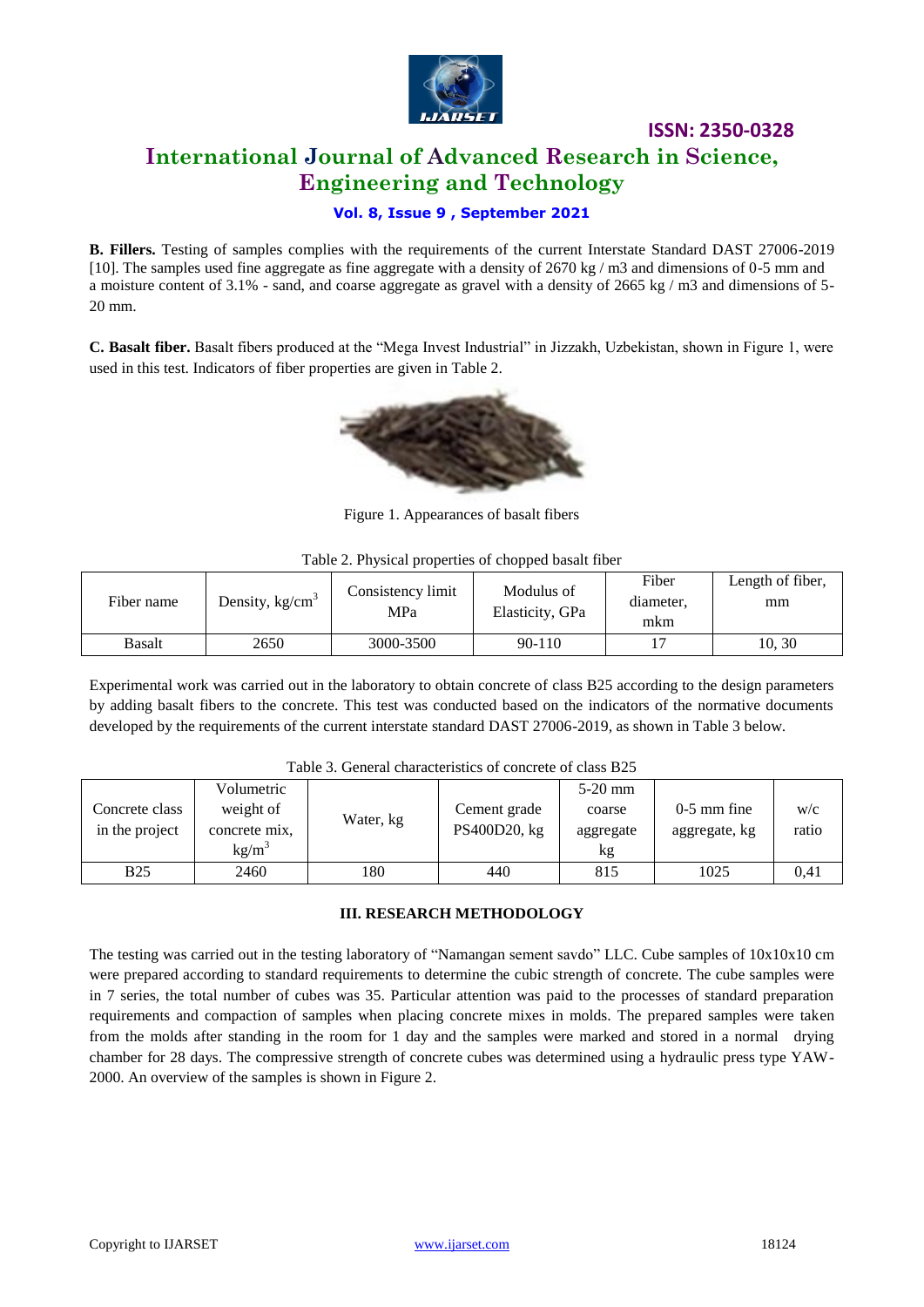**B. Fillers.** Testing of samples complies with the requirements of the current Interstate Standard DAST 27006-2019 [10]. The samples used fine aggregate as fine aggregate with a density of 2670 kg / m3 and dimensions of 0-5 mm and a moisture content of 3.1% - sand, and coarse aggregate as gravel with a density of 2665 kg / m3 and dimensions of 5-20 mm.

**C. Basalt fiber.** Basalt fibers produced at the "Mega Invest Industrial" in Jizzakh, Uzbekistan, shown in Figure 1, were used in this test. Indicators of fiber properties are given in Table 2.

Figure 1. Appearances of basalt fibers

Table 2. Physical properties of chopped basalt fiber

| Fiber name | Density, kg/cm$^3$ | Consistency limit MPa | Modulus of Elasticity, GPa | Fiber diameter, mkm | Length of fiber, mm |
|---|---|---|---|---|---|
| Basalt | 2650 | 3000-3500 | 90-110 | 17 | 10, 30 |

Experimental work was carried out in the laboratory to obtain concrete of class B25 according to the design parameters by adding basalt fibers to the concrete. This test was conducted based on the indicators of the normative documents developed by the requirements of the current interstate standard DAST 27006-2019, as shown in Table 3 below.

Table 3. General characteristics of concrete of class B25

| Concrete class in the project | Volumetric weight of concrete mix, kg/m$^3$ | Water, kg | Cement grade PS400D20, kg | 5-20 mm coarse aggregate kg | 0-5 mm fine aggregate, kg | w/c ratio |
|---|---|---|---|---|---|---|
| B25 | 2460 | 180 | 440 | 815 | 1025 | 0,41 |

## III. RESEARCH METHODOLOGY

The testing was carried out in the testing laboratory of "Namangan sement savdo" LLC. Cube samples of 10x10x10 cm were prepared according to standard requirements to determine the cubic strength of concrete. The cube samples were in 7 series, the total number of cubes was 35. Particular attention was paid to the processes of standard preparation requirements and compaction of samples when placing concrete mixes in molds. The prepared samples were taken from the molds after standing in the room for 1 day and the samples were marked and stored in a normal drying chamber for 28 days. The compressive strength of concrete cubes was determined using a hydraulic press type YAW-2000. An overview of the samples is shown in Figure 2.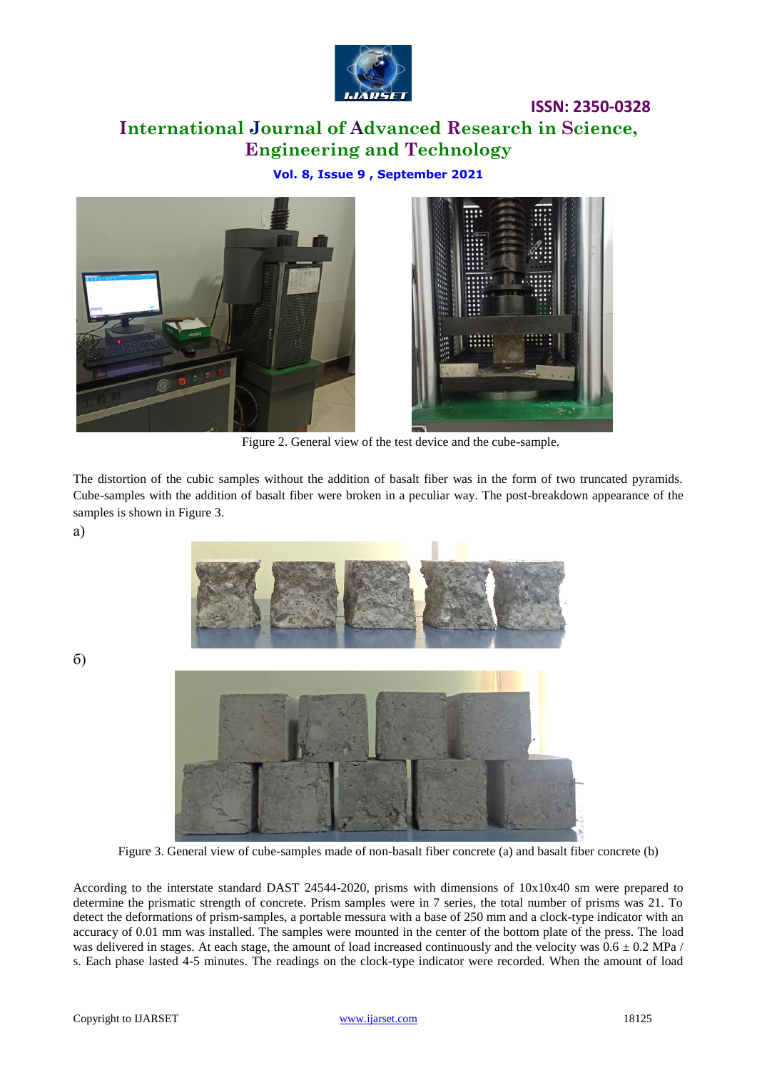Figure 2. General view of the test device and the cube-sample.

The distortion of the cubic samples without the addition of basalt fiber was in the form of two truncated pyramids. Cube-samples with the addition of basalt fiber were broken in a peculiar way. The post-breakdown appearance of the samples is shown in Figure 3.

a)

б)

Figure 3. General view of cube-samples made of non-basalt fiber concrete (a) and basalt fiber concrete (b)

According to the interstate standard DAST 24544-2020, prisms with dimensions of 10x10x40 sm were prepared to determine the prismatic strength of concrete. Prism samples were in 7 series, the total number of prisms was 21. To detect the deformations of prism-samples, a portable messura with a base of 250 mm and a clock-type indicator with an accuracy of 0.01 mm was installed. The samples were mounted in the center of the bottom plate of the press. The load was delivered in stages. At each stage, the amount of load increased continuously and the velocity was 0.6 ± 0.2 MPa / s. Each phase lasted 4-5 minutes. The readings on the clock-type indicator were recorded. When the amount of load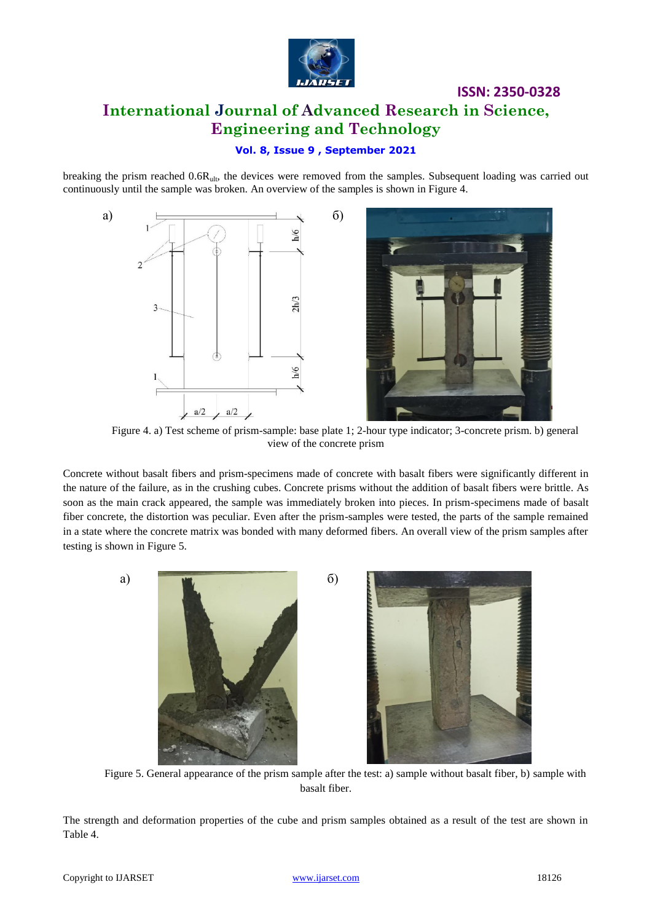breaking the prism reached $0.6R_{ult}$, the devices were removed from the samples. Subsequent loading was carried out continuously until the sample was broken. An overview of the samples is shown in Figure 4.

Figure 4. a) Test scheme of prism-sample: base plate 1; 2-hour type indicator; 3-concrete prism. b) general view of the concrete prism

Concrete without basalt fibers and prism-specimens made of concrete with basalt fibers were significantly different in the nature of the failure, as in the crushing cubes. Concrete prisms without the addition of basalt fibers were brittle. As soon as the main crack appeared, the sample was immediately broken into pieces. In prism-specimens made of basalt fiber concrete, the distortion was peculiar. Even after the prism-samples were tested, the parts of the sample remained in a state where the concrete matrix was bonded with many deformed fibers. An overall view of the prism samples after testing is shown in Figure 5.

Figure 5. General appearance of the prism sample after the test: a) sample without basalt fiber, b) sample with basalt fiber.

The strength and deformation properties of the cube and prism samples obtained as a result of the test are shown in Table 4.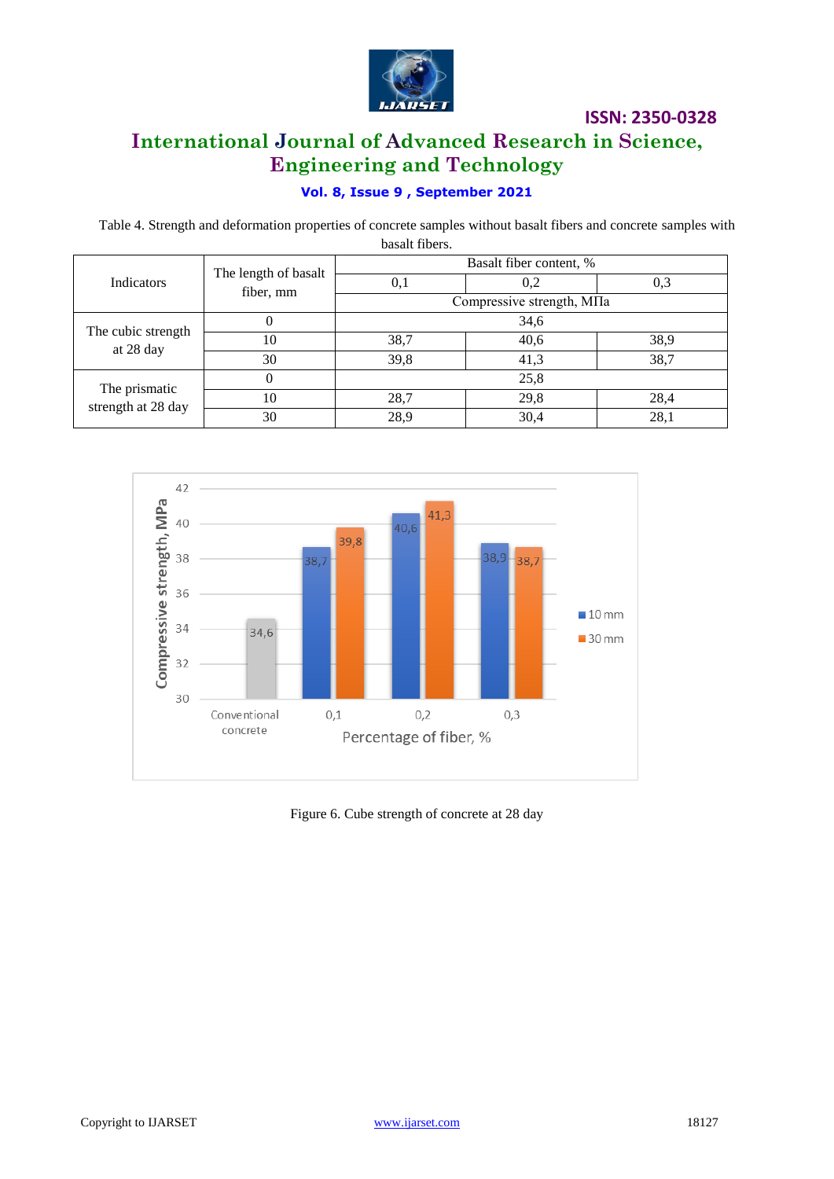Table 4. Strength and deformation properties of concrete samples without basalt fibers and concrete samples with basalt fibers.

| Indicators | The length of basalt fiber, mm | Basalt fiber content, % | | |
|---|---|---|---|---|
| | | 0,1 | 0,2 | 0,3 |
| | | Compressive strength, МПа | | |
| The cubic strength at 28 day | 0 | 34,6 | | |
| | 10 | 38,7 | 40,6 | 38,9 |
| | 30 | 39,8 | 41,3 | 38,7 |
| The prismatic strength at 28 day | 0 | 25,8 | | |
| | 10 | 28,7 | 29,8 | 28,4 |
| | 30 | 28,9 | 30,4 | 28,1 |

Figure 6. Cube strength of concrete at 28 day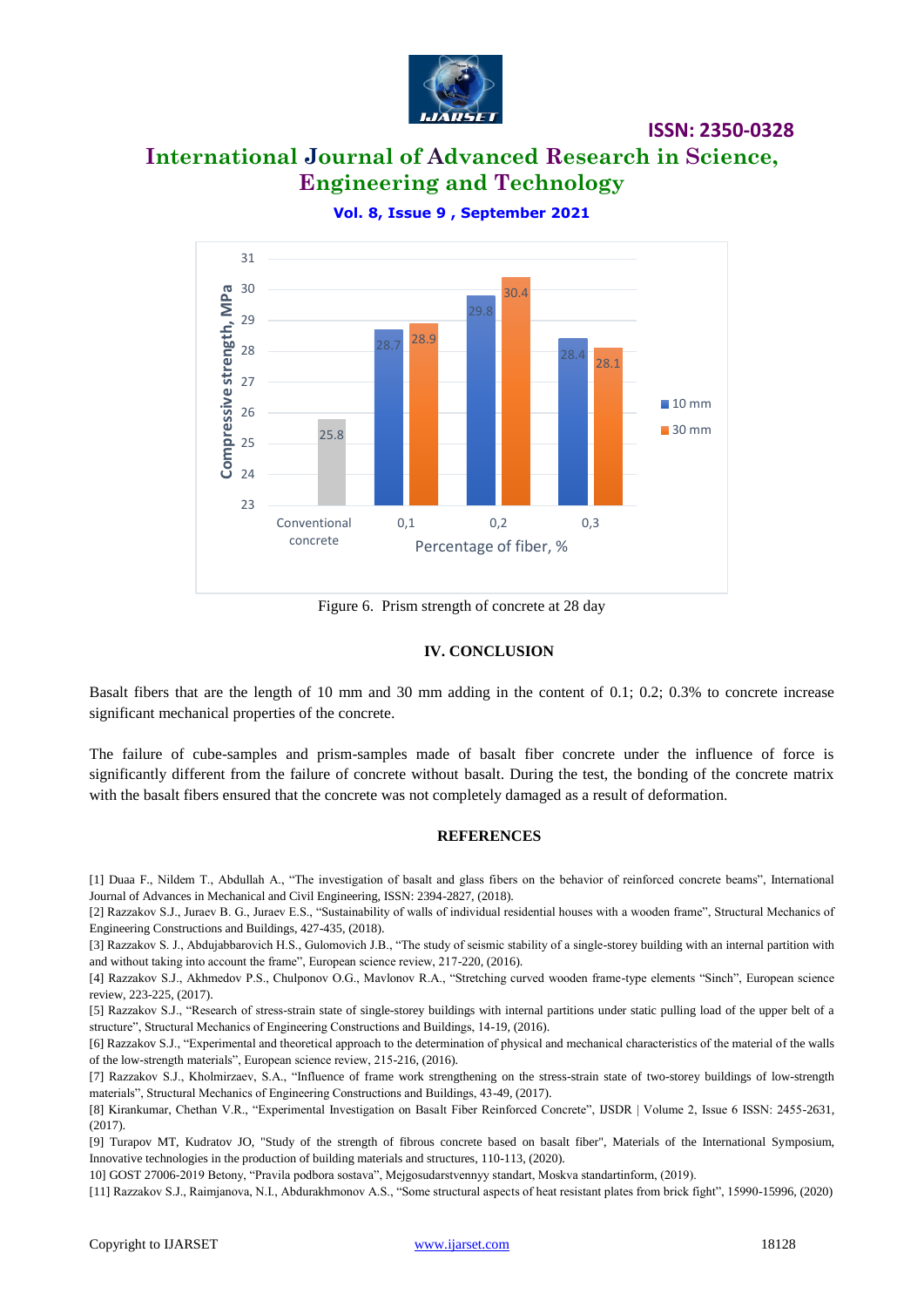Figure 6. Prism strength of concrete at 28 day

## IV. CONCLUSION

Basalt fibers that are the length of 10 mm and 30 mm adding in the content of 0.1; 0.2; 0.3% to concrete increase significant mechanical properties of the concrete.

The failure of cube-samples and prism-samples made of basalt fiber concrete under the influence of force is significantly different from the failure of concrete without basalt. During the test, the bonding of the concrete matrix with the basalt fibers ensured that the concrete was not completely damaged as a result of deformation.

## REFERENCES

[1] Duaa F., Nildem T., Abdullah A., "The investigation of basalt and glass fibers on the behavior of reinforced concrete beams", International Journal of Advances in Mechanical and Civil Engineering, ISSN: 2394-2827, (2018).

[2] Razzakov S.J., Juraev B. G., Juraev E.S., "Sustainability of walls of individual residential houses with a wooden frame", Structural Mechanics of Engineering Constructions and Buildings, 427-435, (2018).

[3] Razzakov S. J., Abdujabbarovich H.S., Gulomovich J.B., "The study of seismic stability of a single-storey building with an internal partition with and without taking into account the frame", European science review, 217-220, (2016).

[4] Razzakov S.J., Akhmedov P.S., Chulponov O.G., Mavlonov R.A., "Stretching curved wooden frame-type elements "Sinch", European science review, 223-225, (2017).

[5] Razzakov S.J., "Research of stress-strain state of single-storey buildings with internal partitions under static pulling load of the upper belt of a structure", Structural Mechanics of Engineering Constructions and Buildings, 14-19, (2016).

[6] Razzakov S.J., "Experimental and theoretical approach to the determination of physical and mechanical characteristics of the material of the walls of the low-strength materials", European science review, 215-216, (2016).

[7] Razzakov S.J., Kholmirzaev, S.A., "Influence of frame work strengthening on the stress-strain state of two-storey buildings of low-strength materials", Structural Mechanics of Engineering Constructions and Buildings, 43-49, (2017).

[8] Kirankumar, Chethan V.R., "Experimental Investigation on Basalt Fiber Reinforced Concrete", IJSDR | Volume 2, Issue 6 ISSN: 2455-2631, (2017).

[9] Turapov MT, Kudratov JO, "Study of the strength of fibrous concrete based on basalt fiber", Materials of the International Symposium, Innovative technologies in the production of building materials and structures, 110-113, (2020).

10] GOST 27006-2019 Betony, "Pravila podbora sostava", Mejgosudarstvennyy standart, Moskva standartinform, (2019).

[11] Razzakov S.J., Raimjanova, N.I., Abdurakhmonov A.S., "Some structural aspects of heat resistant plates from brick fight", 15990-15996, (2020)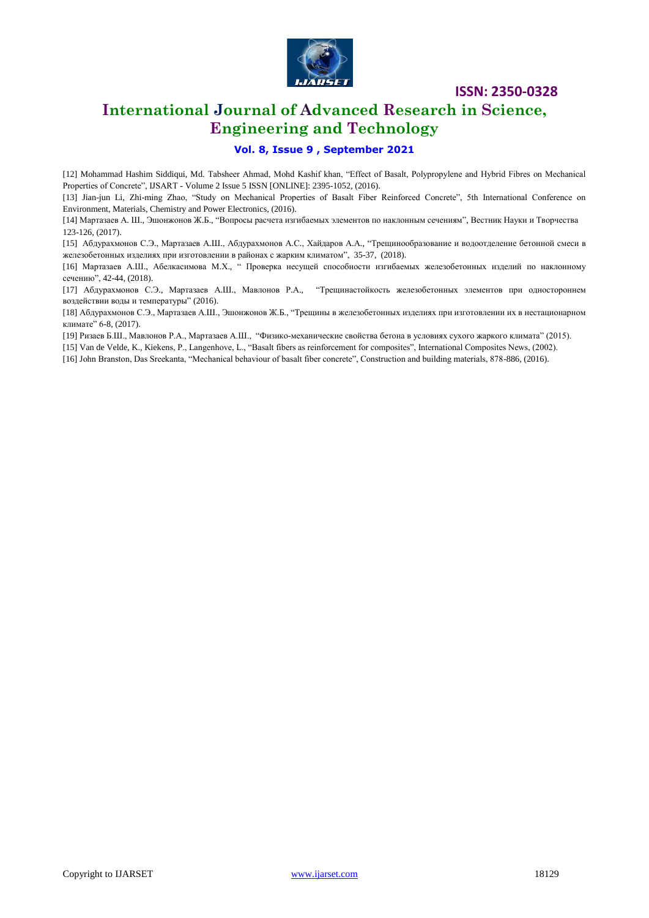[12] Mohammad Hashim Siddiqui, Md. Tabsheer Ahmad, Mohd Kashif khan, "Effect of Basalt, Polypropylene and Hybrid Fibres on Mechanical Properties of Concrete", IJSART - Volume 2 Issue 5 ISSN [ONLINE]: 2395-1052, (2016).

[13] Jian-jun Li, Zhi-ming Zhao, "Study on Mechanical Properties of Basalt Fiber Reinforced Concrete", 5th International Conference on Environment, Materials, Chemistry and Power Electronics, (2016).

[14] Мартазаев А. Ш., Эшонжонов Ж.Б., "Вопросы расчета изгибаемых элементов по наклонным сечениям", Вестник Науки и Творчества 123-126, (2017).

[15] Абдурахмонов С.Э., Мартазаев А.Ш., Абдурахмонов А.С., Хайдаров А.А., "Трещинообразование и водоотделение бетонной смеси в железобетонных изделиях при изготовлении в районах с жарким климатом", 35-37, (2018).

[16] Мартазаев А.Ш., Абелкасимова М.Х., " Проверка несущей способности изгибаемых железобетонных изделий по наклонному сечению", 42-44, (2018).

[17] Абдурахмонов С.Э., Мартазаев А.Ш., Мавлонов Р.А., "Трещинастойкость железобетонных элементов при одностороннем воздействии воды и температуры" (2016).

[18] Абдурахмонов С.Э., Мартазаев А.Ш., Эшонжонов Ж.Б., "Трещины в железобетонных изделиях при изготовлении их в нестационарном климате" 6-8, (2017).

[19] Ризаев Б.Ш., Мавлонов Р.А., Мартазаев А.Ш., "Физико-механические свойства бетона в условиях сухого жаркого климата" (2015).

[15] Van de Velde, K., Kiekens, P., Langenhove, L., "Basalt fibers as reinforcement for composites", International Composites News, (2002).

[16] John Branston, Das Sreekanta, "Mechanical behaviour of basalt fiber concrete", Construction and building materials, 878-886, (2016).